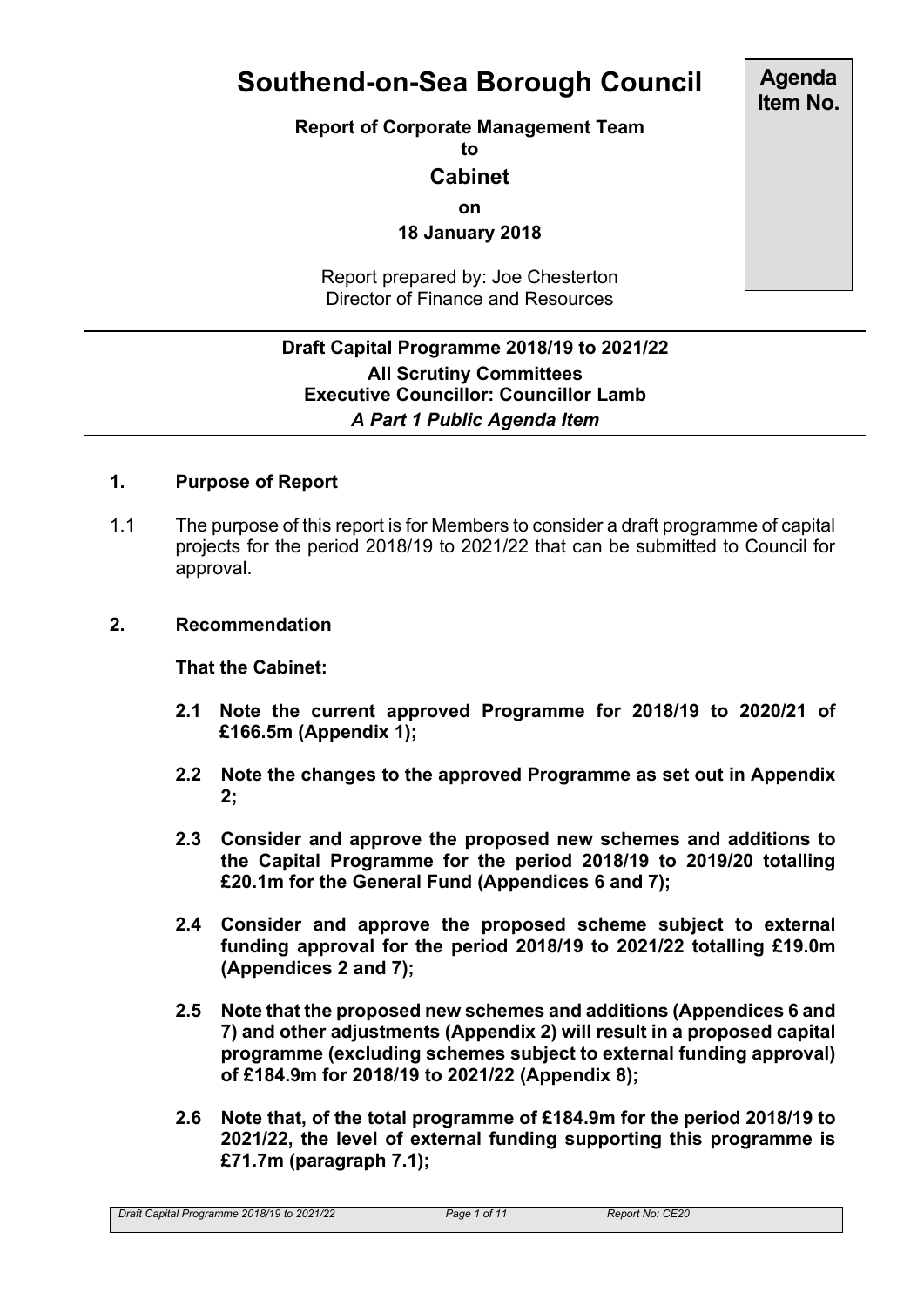# Southend-on-Sea Borough Council

**Agenda Item No.**

**Report of Corporate Management Team**

**to**

**Cabinet**

**on**

**18 January 2018**

Report prepared by: Joe Chesterton
Director of Finance and Resources

**Draft Capital Programme 2018/19 to 2021/22**
**All Scrutiny Committees**
**Executive Councillor: Councillor Lamb**
***A Part 1 Public Agenda Item***

## 1. Purpose of Report

1.1 The purpose of this report is for Members to consider a draft programme of capital projects for the period 2018/19 to 2021/22 that can be submitted to Council for approval.

## 2. Recommendation

**That the Cabinet:**

**2.1 Note the current approved Programme for 2018/19 to 2020/21 of £166.5m (Appendix 1);**

**2.2 Note the changes to the approved Programme as set out in Appendix 2;**

**2.3 Consider and approve the proposed new schemes and additions to the Capital Programme for the period 2018/19 to 2019/20 totalling £20.1m for the General Fund (Appendices 6 and 7);**

**2.4 Consider and approve the proposed scheme subject to external funding approval for the period 2018/19 to 2021/22 totalling £19.0m (Appendices 2 and 7);**

**2.5 Note that the proposed new schemes and additions (Appendices 6 and 7) and other adjustments (Appendix 2) will result in a proposed capital programme (excluding schemes subject to external funding approval) of £184.9m for 2018/19 to 2021/22 (Appendix 8);**

**2.6 Note that, of the total programme of £184.9m for the period 2018/19 to 2021/22, the level of external funding supporting this programme is £71.7m (paragraph 7.1);**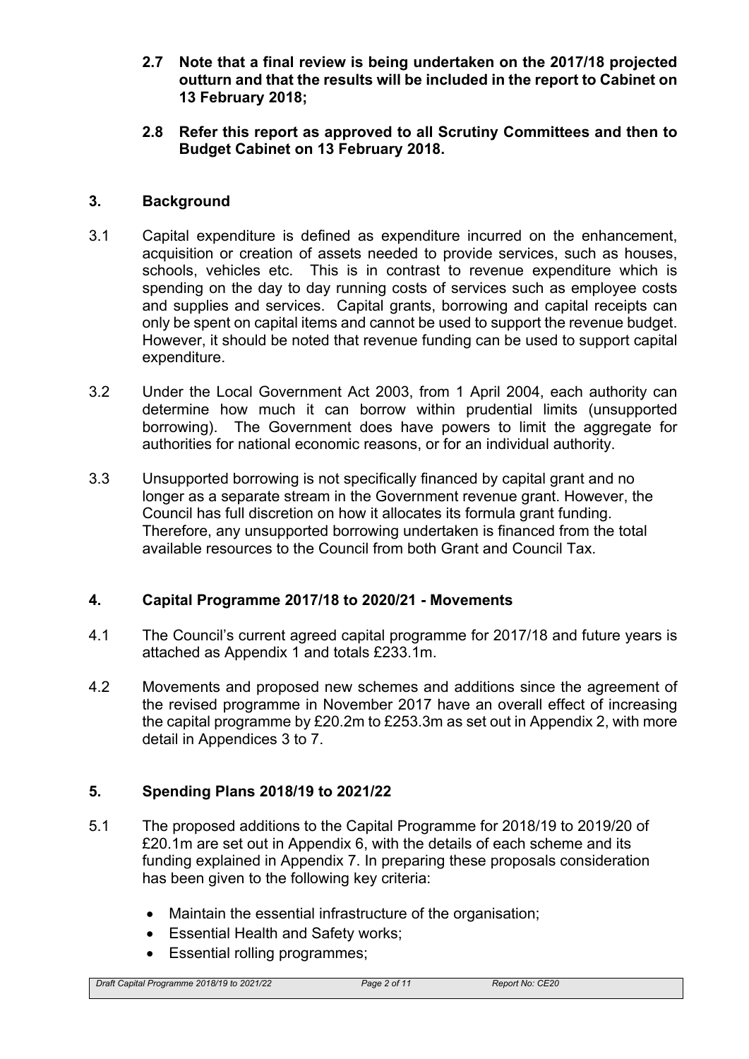**2.7 Note that a final review is being undertaken on the 2017/18 projected outturn and that the results will be included in the report to Cabinet on 13 February 2018;**

**2.8 Refer this report as approved to all Scrutiny Committees and then to Budget Cabinet on 13 February 2018.**

## 3. Background

3.1 Capital expenditure is defined as expenditure incurred on the enhancement, acquisition or creation of assets needed to provide services, such as houses, schools, vehicles etc. This is in contrast to revenue expenditure which is spending on the day to day running costs of services such as employee costs and supplies and services. Capital grants, borrowing and capital receipts can only be spent on capital items and cannot be used to support the revenue budget. However, it should be noted that revenue funding can be used to support capital expenditure.

3.2 Under the Local Government Act 2003, from 1 April 2004, each authority can determine how much it can borrow within prudential limits (unsupported borrowing). The Government does have powers to limit the aggregate for authorities for national economic reasons, or for an individual authority.

3.3 Unsupported borrowing is not specifically financed by capital grant and no longer as a separate stream in the Government revenue grant. However, the Council has full discretion on how it allocates its formula grant funding. Therefore, any unsupported borrowing undertaken is financed from the total available resources to the Council from both Grant and Council Tax.

## 4. Capital Programme 2017/18 to 2020/21 - Movements

4.1 The Council's current agreed capital programme for 2017/18 and future years is attached as Appendix 1 and totals £233.1m.

4.2 Movements and proposed new schemes and additions since the agreement of the revised programme in November 2017 have an overall effect of increasing the capital programme by £20.2m to £253.3m as set out in Appendix 2, with more detail in Appendices 3 to 7.

## 5. Spending Plans 2018/19 to 2021/22

5.1 The proposed additions to the Capital Programme for 2018/19 to 2019/20 of £20.1m are set out in Appendix 6, with the details of each scheme and its funding explained in Appendix 7. In preparing these proposals consideration has been given to the following key criteria:

- Maintain the essential infrastructure of the organisation;
- Essential Health and Safety works;
- Essential rolling programmes;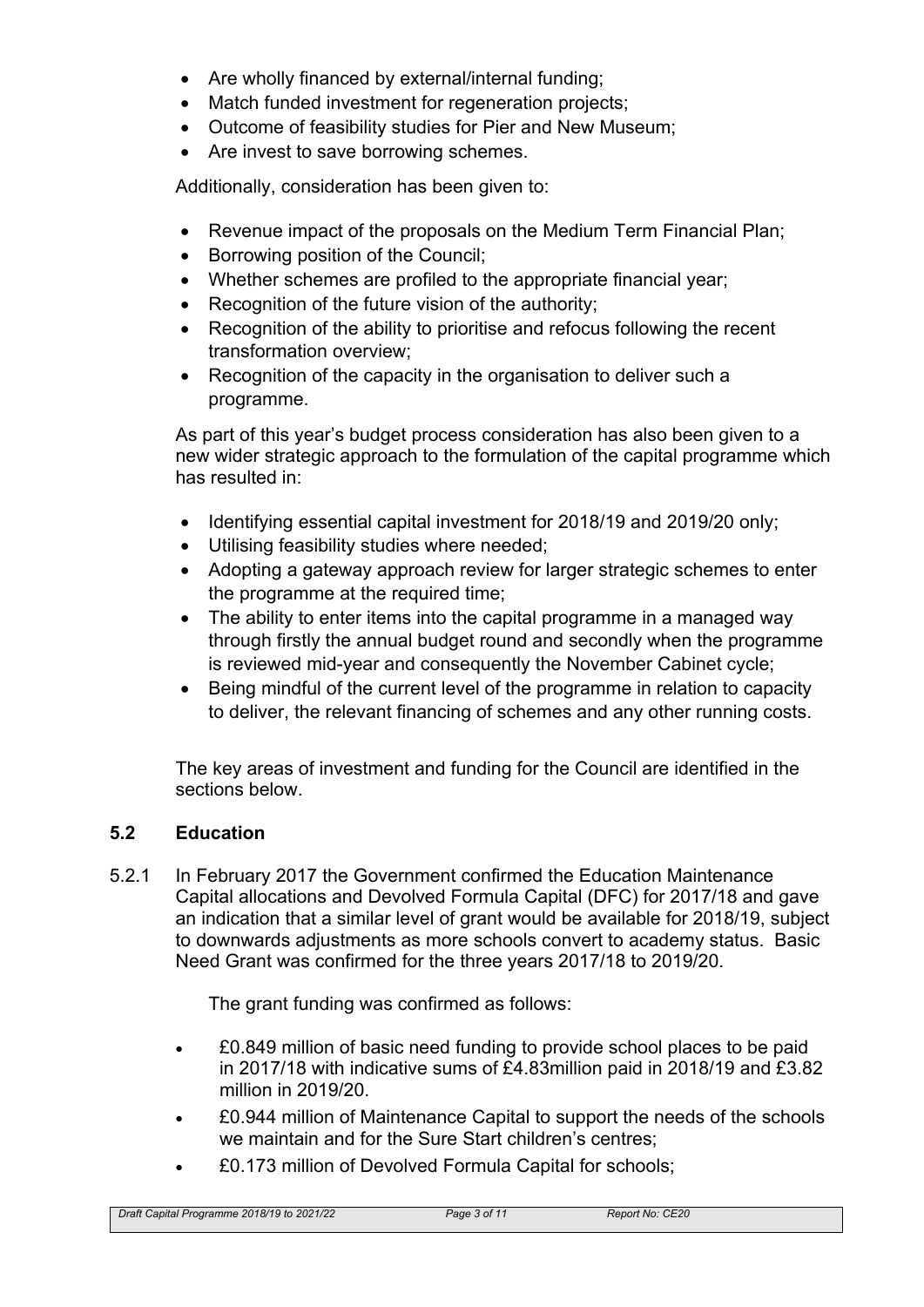- Are wholly financed by external/internal funding;
- Match funded investment for regeneration projects;
- Outcome of feasibility studies for Pier and New Museum;
- Are invest to save borrowing schemes.

Additionally, consideration has been given to:

- Revenue impact of the proposals on the Medium Term Financial Plan;
- Borrowing position of the Council;
- Whether schemes are profiled to the appropriate financial year;
- Recognition of the future vision of the authority;
- Recognition of the ability to prioritise and refocus following the recent transformation overview;
- Recognition of the capacity in the organisation to deliver such a programme.

As part of this year's budget process consideration has also been given to a new wider strategic approach to the formulation of the capital programme which has resulted in:

- Identifying essential capital investment for 2018/19 and 2019/20 only;
- Utilising feasibility studies where needed;
- Adopting a gateway approach review for larger strategic schemes to enter the programme at the required time;
- The ability to enter items into the capital programme in a managed way through firstly the annual budget round and secondly when the programme is reviewed mid-year and consequently the November Cabinet cycle;
- Being mindful of the current level of the programme in relation to capacity to deliver, the relevant financing of schemes and any other running costs.

The key areas of investment and funding for the Council are identified in the sections below.

## 5.2 Education

5.2.1 In February 2017 the Government confirmed the Education Maintenance Capital allocations and Devolved Formula Capital (DFC) for 2017/18 and gave an indication that a similar level of grant would be available for 2018/19, subject to downwards adjustments as more schools convert to academy status. Basic Need Grant was confirmed for the three years 2017/18 to 2019/20.

The grant funding was confirmed as follows:

- £0.849 million of basic need funding to provide school places to be paid in 2017/18 with indicative sums of £4.83million paid in 2018/19 and £3.82 million in 2019/20.
- £0.944 million of Maintenance Capital to support the needs of the schools we maintain and for the Sure Start children's centres;
- £0.173 million of Devolved Formula Capital for schools;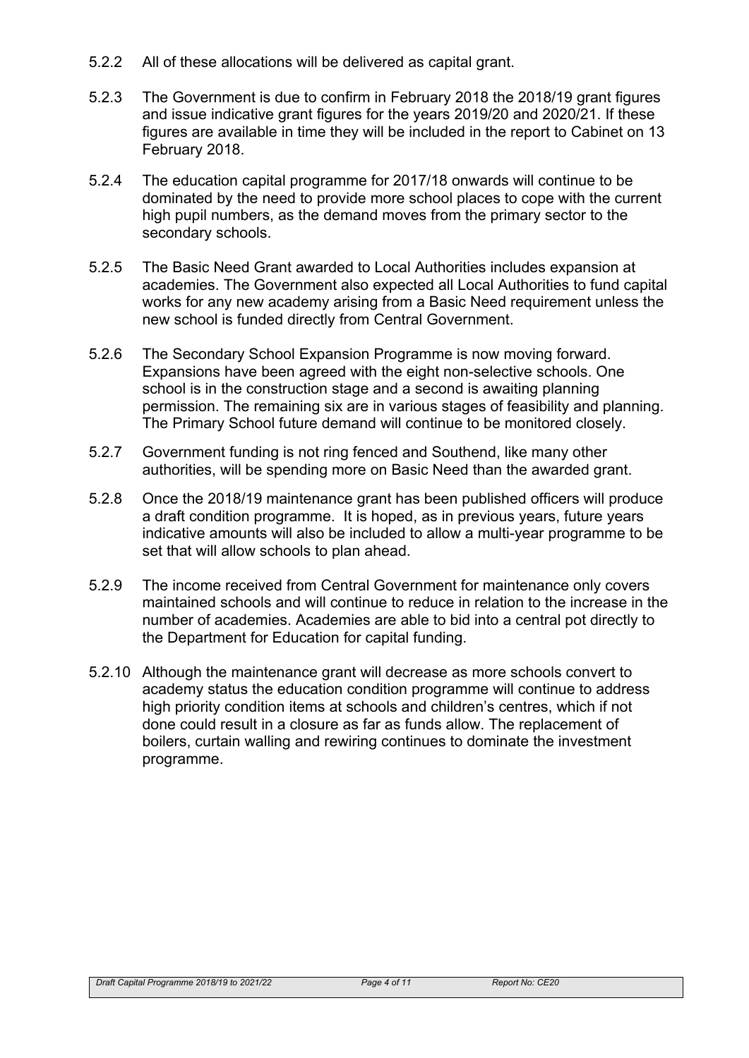5.2.2 All of these allocations will be delivered as capital grant.

5.2.3 The Government is due to confirm in February 2018 the 2018/19 grant figures and issue indicative grant figures for the years 2019/20 and 2020/21. If these figures are available in time they will be included in the report to Cabinet on 13 February 2018.

5.2.4 The education capital programme for 2017/18 onwards will continue to be dominated by the need to provide more school places to cope with the current high pupil numbers, as the demand moves from the primary sector to the secondary schools.

5.2.5 The Basic Need Grant awarded to Local Authorities includes expansion at academies. The Government also expected all Local Authorities to fund capital works for any new academy arising from a Basic Need requirement unless the new school is funded directly from Central Government.

5.2.6 The Secondary School Expansion Programme is now moving forward. Expansions have been agreed with the eight non-selective schools. One school is in the construction stage and a second is awaiting planning permission. The remaining six are in various stages of feasibility and planning. The Primary School future demand will continue to be monitored closely.

5.2.7 Government funding is not ring fenced and Southend, like many other authorities, will be spending more on Basic Need than the awarded grant.

5.2.8 Once the 2018/19 maintenance grant has been published officers will produce a draft condition programme. It is hoped, as in previous years, future years indicative amounts will also be included to allow a multi-year programme to be set that will allow schools to plan ahead.

5.2.9 The income received from Central Government for maintenance only covers maintained schools and will continue to reduce in relation to the increase in the number of academies. Academies are able to bid into a central pot directly to the Department for Education for capital funding.

5.2.10 Although the maintenance grant will decrease as more schools convert to academy status the education condition programme will continue to address high priority condition items at schools and children's centres, which if not done could result in a closure as far as funds allow. The replacement of boilers, curtain walling and rewiring continues to dominate the investment programme.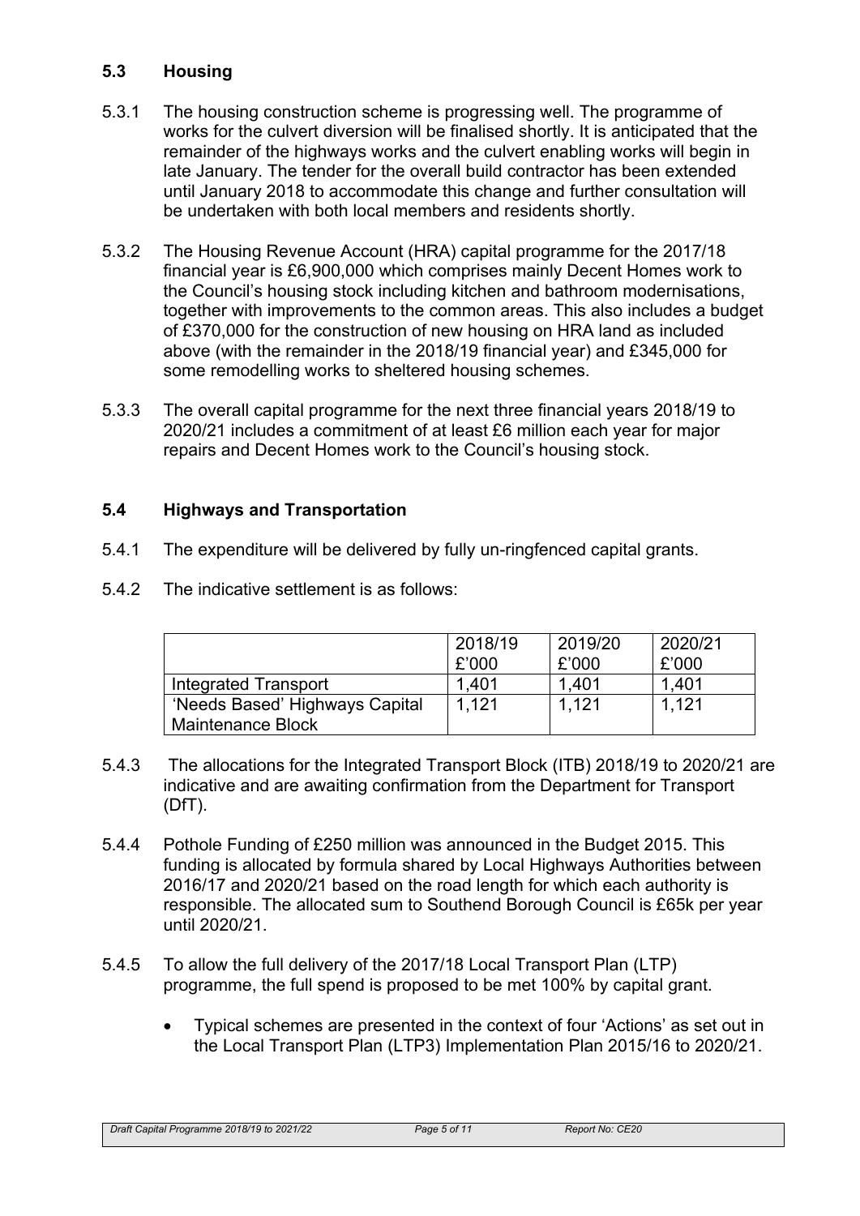## 5.3 Housing

5.3.1 The housing construction scheme is progressing well. The programme of works for the culvert diversion will be finalised shortly. It is anticipated that the remainder of the highways works and the culvert enabling works will begin in late January. The tender for the overall build contractor has been extended until January 2018 to accommodate this change and further consultation will be undertaken with both local members and residents shortly.

5.3.2 The Housing Revenue Account (HRA) capital programme for the 2017/18 financial year is £6,900,000 which comprises mainly Decent Homes work to the Council's housing stock including kitchen and bathroom modernisations, together with improvements to the common areas. This also includes a budget of £370,000 for the construction of new housing on HRA land as included above (with the remainder in the 2018/19 financial year) and £345,000 for some remodelling works to sheltered housing schemes.

5.3.3 The overall capital programme for the next three financial years 2018/19 to 2020/21 includes a commitment of at least £6 million each year for major repairs and Decent Homes work to the Council's housing stock.

## 5.4 Highways and Transportation

5.4.1 The expenditure will be delivered by fully un-ringfenced capital grants.

5.4.2 The indicative settlement is as follows:

| | 2018/19 £'000 | 2019/20 £'000 | 2020/21 £'000 |
|---|---|---|---|
| Integrated Transport | 1,401 | 1,401 | 1,401 |
| 'Needs Based' Highways Capital Maintenance Block | 1,121 | 1,121 | 1,121 |

5.4.3 The allocations for the Integrated Transport Block (ITB) 2018/19 to 2020/21 are indicative and are awaiting confirmation from the Department for Transport (DfT).

5.4.4 Pothole Funding of £250 million was announced in the Budget 2015. This funding is allocated by formula shared by Local Highways Authorities between 2016/17 and 2020/21 based on the road length for which each authority is responsible. The allocated sum to Southend Borough Council is £65k per year until 2020/21.

5.4.5 To allow the full delivery of the 2017/18 Local Transport Plan (LTP) programme, the full spend is proposed to be met 100% by capital grant.

- Typical schemes are presented in the context of four 'Actions' as set out in the Local Transport Plan (LTP3) Implementation Plan 2015/16 to 2020/21.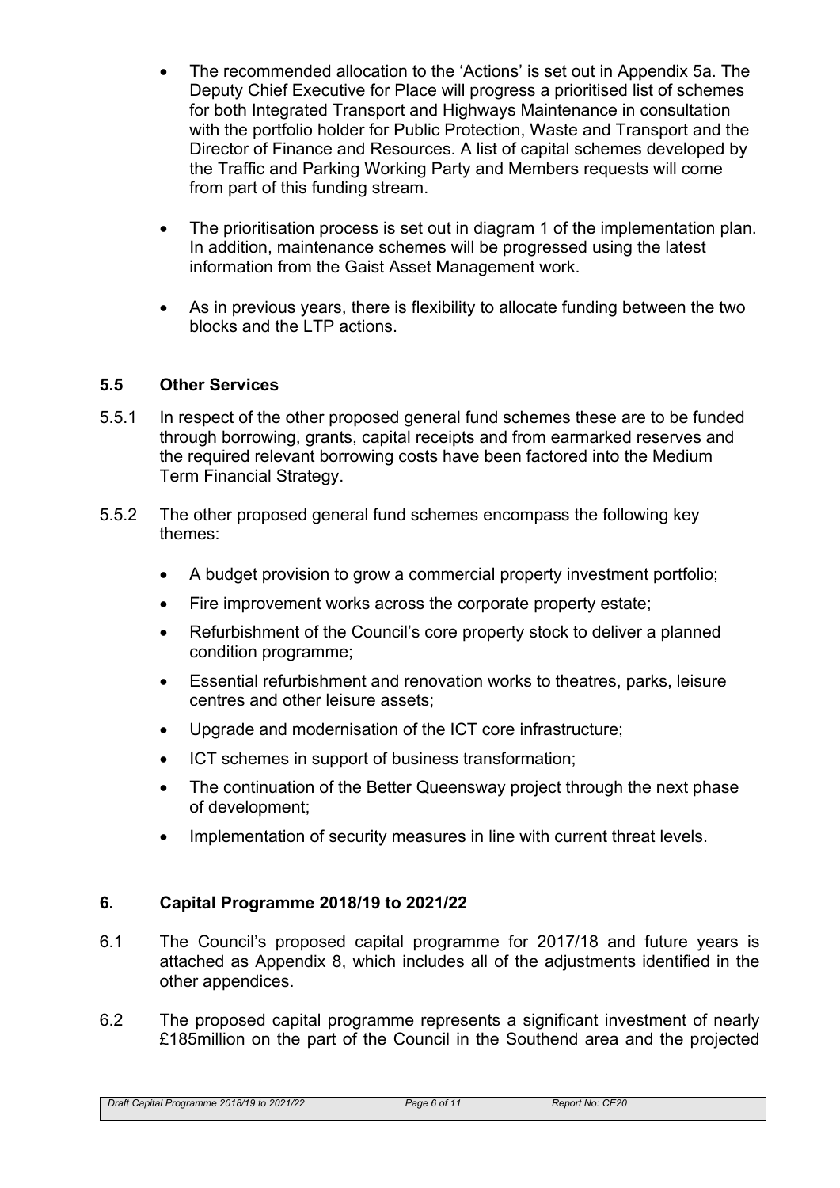- The recommended allocation to the 'Actions' is set out in Appendix 5a. The Deputy Chief Executive for Place will progress a prioritised list of schemes for both Integrated Transport and Highways Maintenance in consultation with the portfolio holder for Public Protection, Waste and Transport and the Director of Finance and Resources. A list of capital schemes developed by the Traffic and Parking Working Party and Members requests will come from part of this funding stream.

- The prioritisation process is set out in diagram 1 of the implementation plan. In addition, maintenance schemes will be progressed using the latest information from the Gaist Asset Management work.

- As in previous years, there is flexibility to allocate funding between the two blocks and the LTP actions.

### 5.5 Other Services

5.5.1 In respect of the other proposed general fund schemes these are to be funded through borrowing, grants, capital receipts and from earmarked reserves and the required relevant borrowing costs have been factored into the Medium Term Financial Strategy.

5.5.2 The other proposed general fund schemes encompass the following key themes:

- A budget provision to grow a commercial property investment portfolio;
- Fire improvement works across the corporate property estate;
- Refurbishment of the Council's core property stock to deliver a planned condition programme;
- Essential refurbishment and renovation works to theatres, parks, leisure centres and other leisure assets;
- Upgrade and modernisation of the ICT core infrastructure;
- ICT schemes in support of business transformation;
- The continuation of the Better Queensway project through the next phase of development;
- Implementation of security measures in line with current threat levels.

## 6. Capital Programme 2018/19 to 2021/22

6.1 The Council's proposed capital programme for 2017/18 and future years is attached as Appendix 8, which includes all of the adjustments identified in the other appendices.

6.2 The proposed capital programme represents a significant investment of nearly £185million on the part of the Council in the Southend area and the projected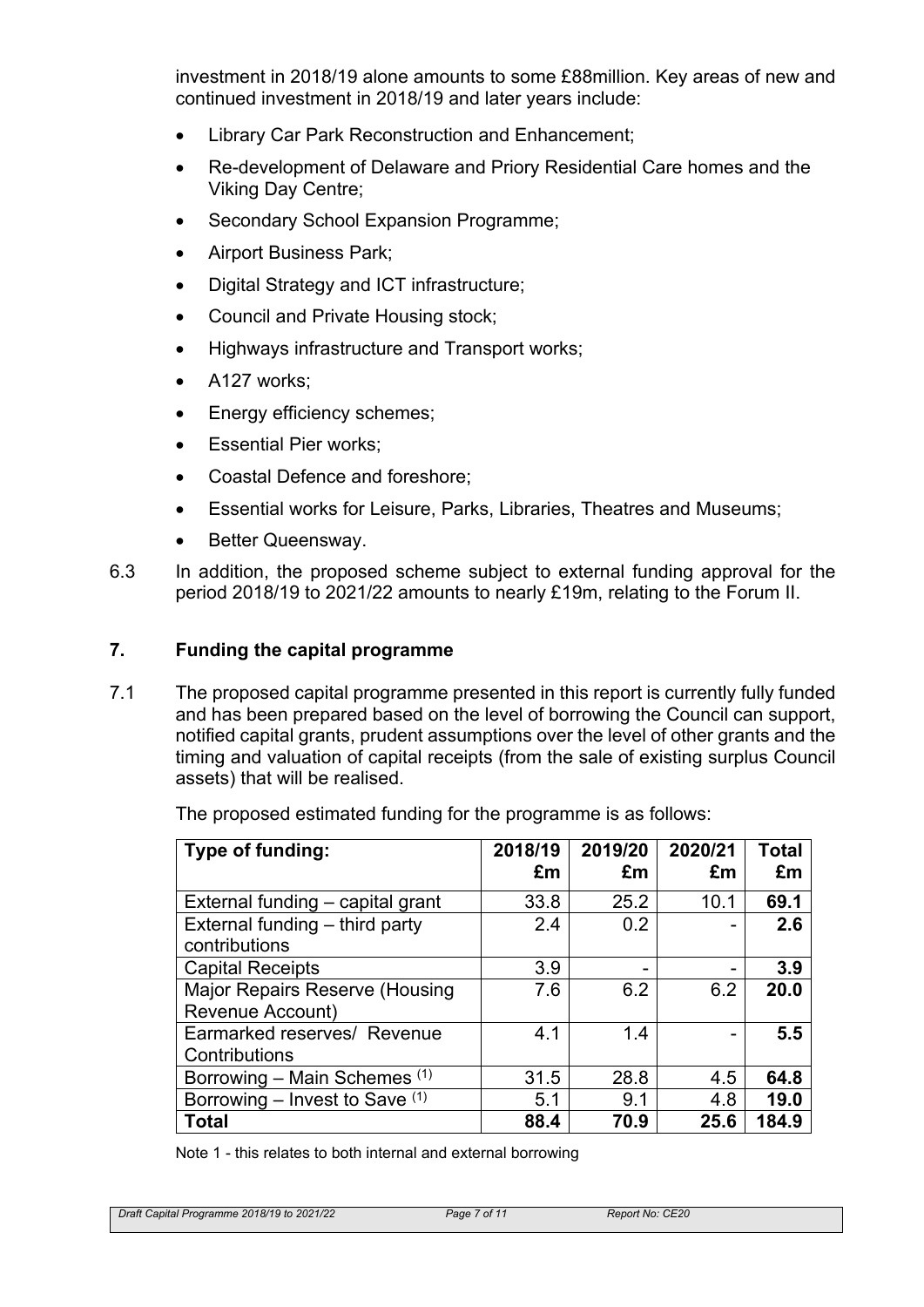investment in 2018/19 alone amounts to some £88million. Key areas of new and continued investment in 2018/19 and later years include:

- Library Car Park Reconstruction and Enhancement;
- Re-development of Delaware and Priory Residential Care homes and the Viking Day Centre;
- Secondary School Expansion Programme;
- Airport Business Park;
- Digital Strategy and ICT infrastructure;
- Council and Private Housing stock;
- Highways infrastructure and Transport works;
- A127 works;
- Energy efficiency schemes;
- Essential Pier works;
- Coastal Defence and foreshore;
- Essential works for Leisure, Parks, Libraries, Theatres and Museums;
- Better Queensway.

6.3 In addition, the proposed scheme subject to external funding approval for the period 2018/19 to 2021/22 amounts to nearly £19m, relating to the Forum II.

## 7. Funding the capital programme

7.1 The proposed capital programme presented in this report is currently fully funded and has been prepared based on the level of borrowing the Council can support, notified capital grants, prudent assumptions over the level of other grants and the timing and valuation of capital receipts (from the sale of existing surplus Council assets) that will be realised.

The proposed estimated funding for the programme is as follows:

| Type of funding: | 2018/19 £m | 2019/20 £m | 2020/21 £m | Total £m |
|---|---|---|---|---|
| External funding – capital grant | 33.8 | 25.2 | 10.1 | **69.1** |
| External funding – third party contributions | 2.4 | 0.2 | - | **2.6** |
| Capital Receipts | 3.9 | - | - | **3.9** |
| Major Repairs Reserve (Housing Revenue Account) | 7.6 | 6.2 | 6.2 | **20.0** |
| Earmarked reserves/ Revenue Contributions | 4.1 | 1.4 | - | **5.5** |
| Borrowing – Main Schemes (1) | 31.5 | 28.8 | 4.5 | **64.8** |
| Borrowing – Invest to Save (1) | 5.1 | 9.1 | 4.8 | **19.0** |
| **Total** | **88.4** | **70.9** | **25.6** | **184.9** |

Note 1 - this relates to both internal and external borrowing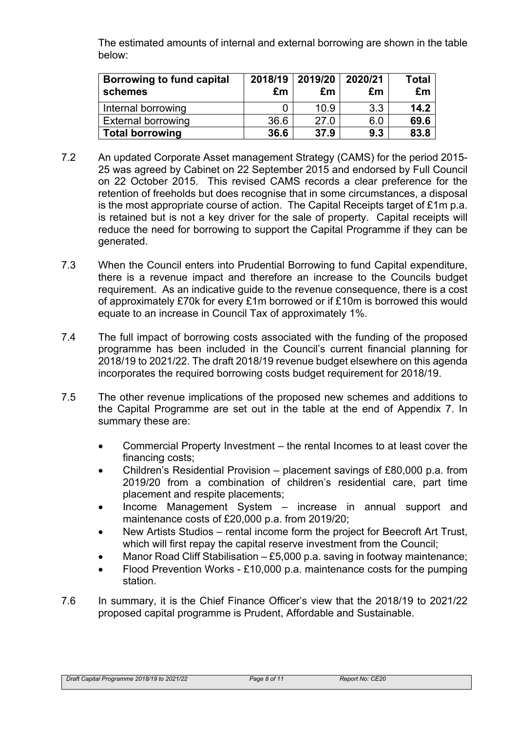The estimated amounts of internal and external borrowing are shown in the table below:

| **Borrowing to fund capital schemes** | **2018/19 £m** | **2019/20 £m** | **2020/21 £m** | **Total £m** |
|---|---|---|---|---|
| Internal borrowing | 0 | 10.9 | 3.3 | **14.2** |
| External borrowing | 36.6 | 27.0 | 6.0 | **69.6** |
| **Total borrowing** | **36.6** | **37.9** | **9.3** | **83.8** |

7.2 An updated Corporate Asset management Strategy (CAMS) for the period 2015-25 was agreed by Cabinet on 22 September 2015 and endorsed by Full Council on 22 October 2015. This revised CAMS records a clear preference for the retention of freeholds but does recognise that in some circumstances, a disposal is the most appropriate course of action. The Capital Receipts target of £1m p.a. is retained but is not a key driver for the sale of property. Capital receipts will reduce the need for borrowing to support the Capital Programme if they can be generated.

7.3 When the Council enters into Prudential Borrowing to fund Capital expenditure, there is a revenue impact and therefore an increase to the Councils budget requirement. As an indicative guide to the revenue consequence, there is a cost of approximately £70k for every £1m borrowed or if £10m is borrowed this would equate to an increase in Council Tax of approximately 1%.

7.4 The full impact of borrowing costs associated with the funding of the proposed programme has been included in the Council's current financial planning for 2018/19 to 2021/22. The draft 2018/19 revenue budget elsewhere on this agenda incorporates the required borrowing costs budget requirement for 2018/19.

7.5 The other revenue implications of the proposed new schemes and additions to the Capital Programme are set out in the table at the end of Appendix 7. In summary these are:

- Commercial Property Investment – the rental Incomes to at least cover the financing costs;
- Children's Residential Provision – placement savings of £80,000 p.a. from 2019/20 from a combination of children's residential care, part time placement and respite placements;
- Income Management System – increase in annual support and maintenance costs of £20,000 p.a. from 2019/20;
- New Artists Studios – rental income form the project for Beecroft Art Trust, which will first repay the capital reserve investment from the Council;
- Manor Road Cliff Stabilisation – £5,000 p.a. saving in footway maintenance;
- Flood Prevention Works - £10,000 p.a. maintenance costs for the pumping station.

7.6 In summary, it is the Chief Finance Officer's view that the 2018/19 to 2021/22 proposed capital programme is Prudent, Affordable and Sustainable.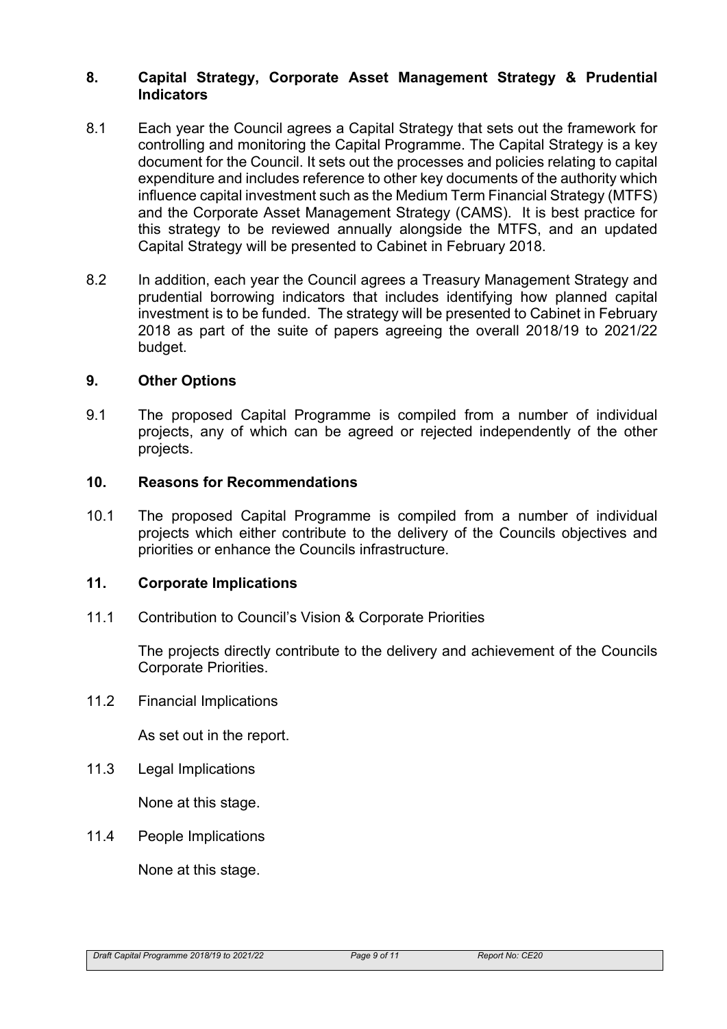## 8. Capital Strategy, Corporate Asset Management Strategy & Prudential Indicators

8.1 Each year the Council agrees a Capital Strategy that sets out the framework for controlling and monitoring the Capital Programme. The Capital Strategy is a key document for the Council. It sets out the processes and policies relating to capital expenditure and includes reference to other key documents of the authority which influence capital investment such as the Medium Term Financial Strategy (MTFS) and the Corporate Asset Management Strategy (CAMS). It is best practice for this strategy to be reviewed annually alongside the MTFS, and an updated Capital Strategy will be presented to Cabinet in February 2018.

8.2 In addition, each year the Council agrees a Treasury Management Strategy and prudential borrowing indicators that includes identifying how planned capital investment is to be funded. The strategy will be presented to Cabinet in February 2018 as part of the suite of papers agreeing the overall 2018/19 to 2021/22 budget.

## 9. Other Options

9.1 The proposed Capital Programme is compiled from a number of individual projects, any of which can be agreed or rejected independently of the other projects.

## 10. Reasons for Recommendations

10.1 The proposed Capital Programme is compiled from a number of individual projects which either contribute to the delivery of the Councils objectives and priorities or enhance the Councils infrastructure.

## 11. Corporate Implications

11.1 Contribution to Council's Vision & Corporate Priorities

The projects directly contribute to the delivery and achievement of the Councils Corporate Priorities.

11.2 Financial Implications

As set out in the report.

11.3 Legal Implications

None at this stage.

11.4 People Implications

None at this stage.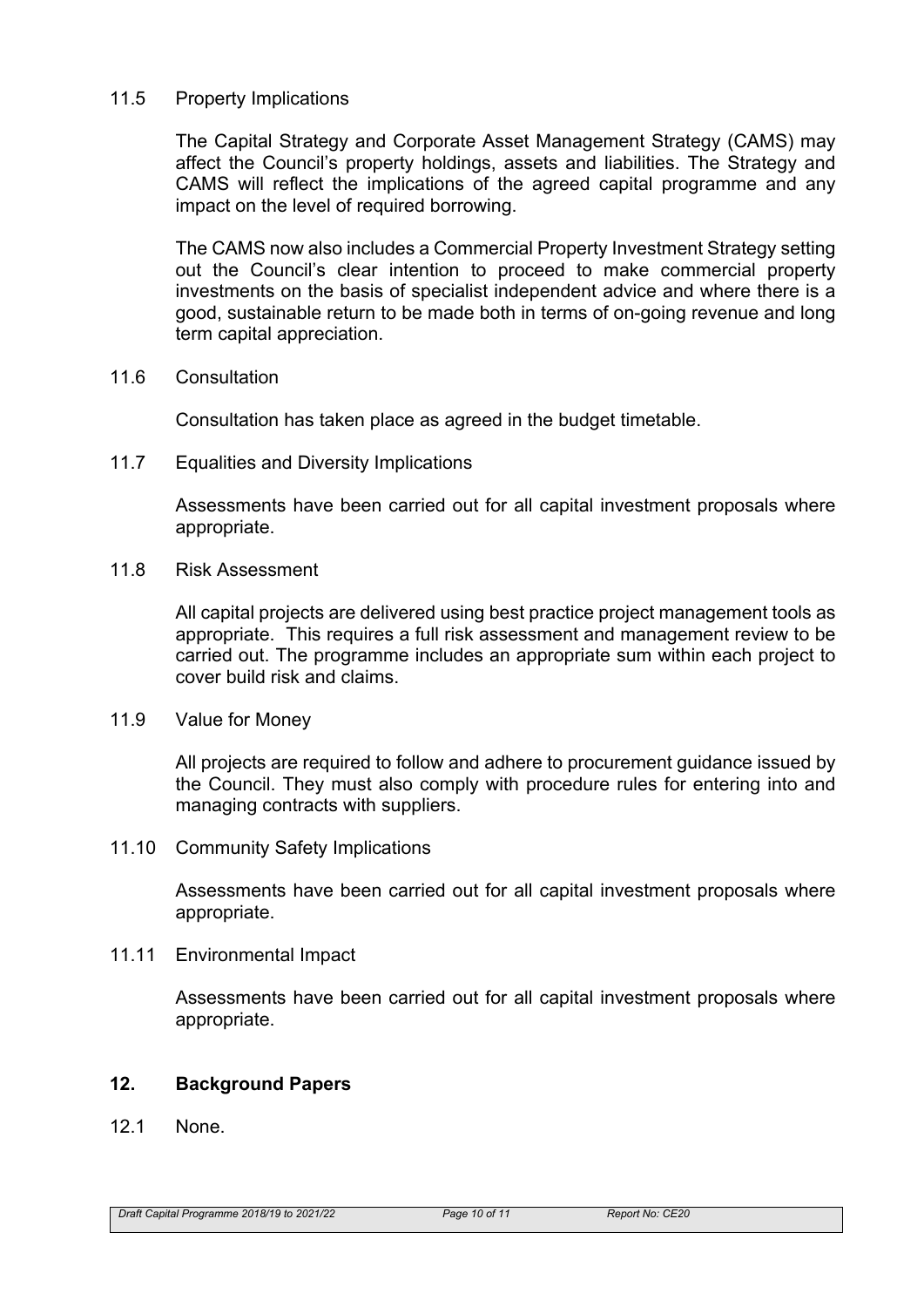11.5 Property Implications

The Capital Strategy and Corporate Asset Management Strategy (CAMS) may affect the Council's property holdings, assets and liabilities. The Strategy and CAMS will reflect the implications of the agreed capital programme and any impact on the level of required borrowing.

The CAMS now also includes a Commercial Property Investment Strategy setting out the Council's clear intention to proceed to make commercial property investments on the basis of specialist independent advice and where there is a good, sustainable return to be made both in terms of on-going revenue and long term capital appreciation.

11.6 Consultation

Consultation has taken place as agreed in the budget timetable.

11.7 Equalities and Diversity Implications

Assessments have been carried out for all capital investment proposals where appropriate.

11.8 Risk Assessment

All capital projects are delivered using best practice project management tools as appropriate. This requires a full risk assessment and management review to be carried out. The programme includes an appropriate sum within each project to cover build risk and claims.

11.9 Value for Money

All projects are required to follow and adhere to procurement guidance issued by the Council. They must also comply with procedure rules for entering into and managing contracts with suppliers.

11.10 Community Safety Implications

Assessments have been carried out for all capital investment proposals where appropriate.

11.11 Environmental Impact

Assessments have been carried out for all capital investment proposals where appropriate.

## 12. Background Papers

12.1 None.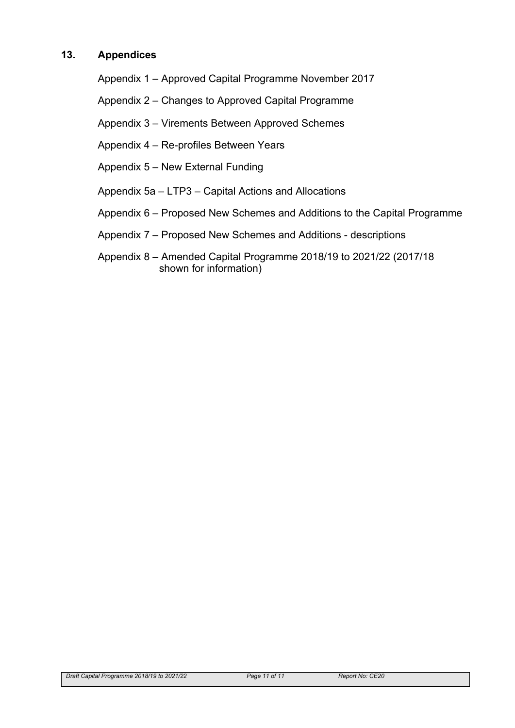## 13. Appendices

Appendix 1 – Approved Capital Programme November 2017

Appendix 2 – Changes to Approved Capital Programme

Appendix 3 – Virements Between Approved Schemes

Appendix 4 – Re-profiles Between Years

Appendix 5 – New External Funding

Appendix 5a – LTP3 – Capital Actions and Allocations

Appendix 6 – Proposed New Schemes and Additions to the Capital Programme

Appendix 7 – Proposed New Schemes and Additions - descriptions

Appendix 8 – Amended Capital Programme 2018/19 to 2021/22 (2017/18 shown for information)